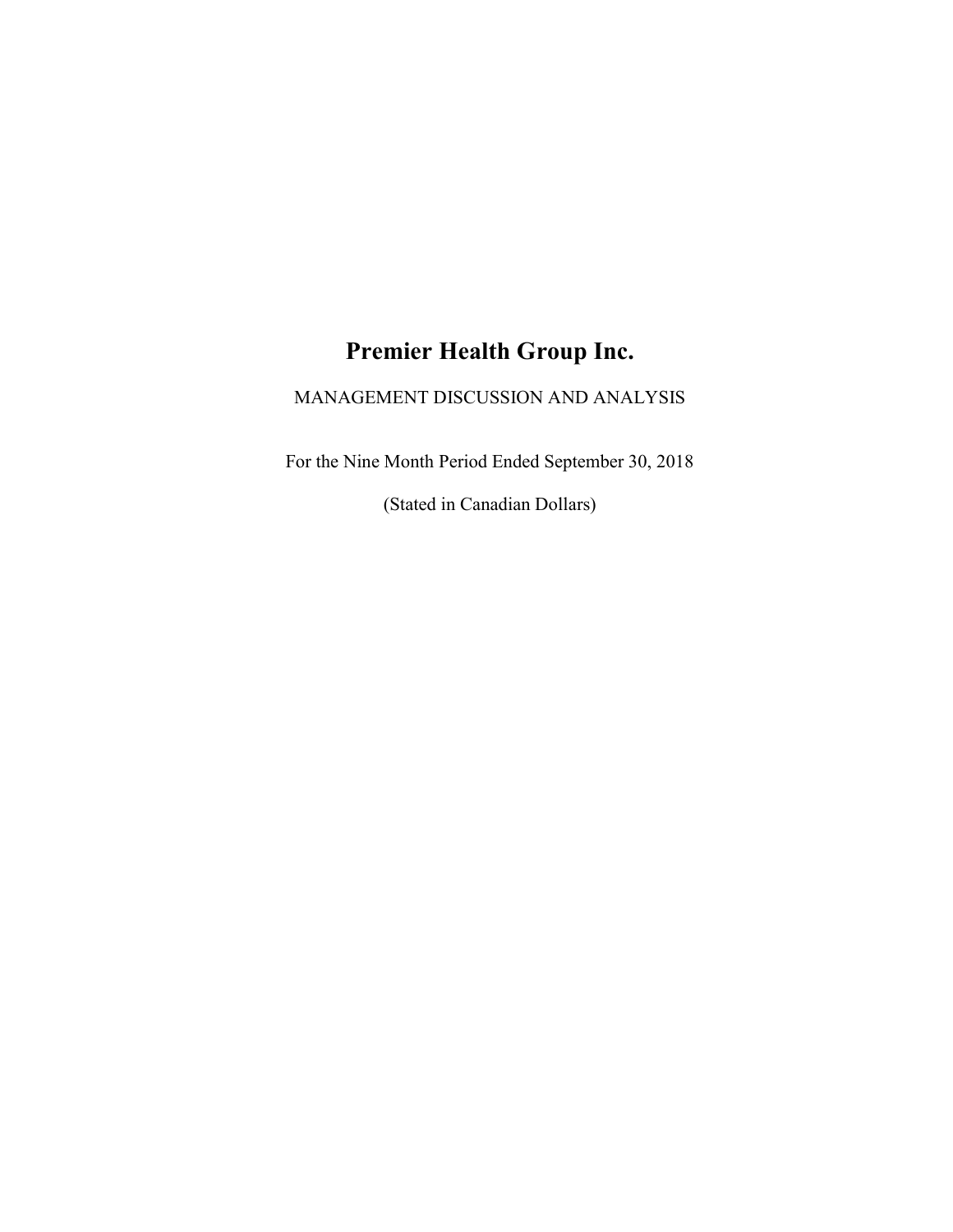# Premier Health Group Inc.

MANAGEMENT DISCUSSION AND ANALYSIS

For the Nine Month Period Ended September 30, 2018

(Stated in Canadian Dollars)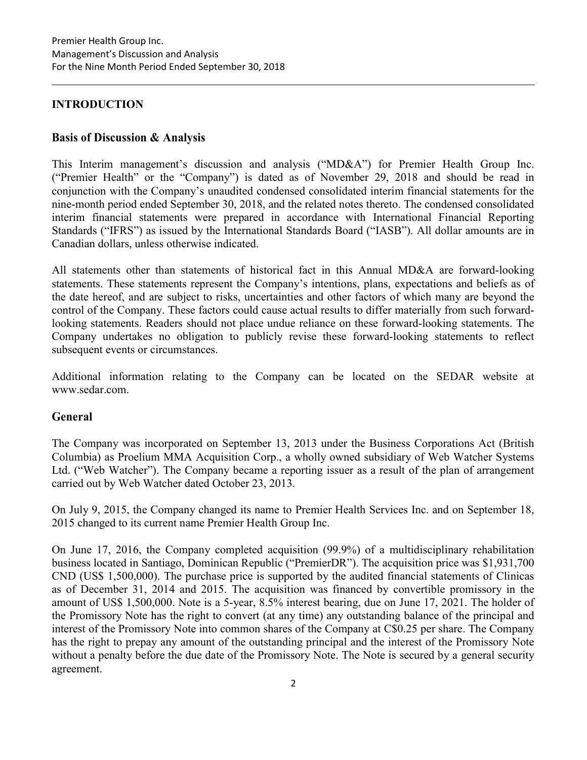## INTRODUCTION

### Basis of Discussion & Analysis

This Interim management's discussion and analysis ("MD&A") for Premier Health Group Inc. ("Premier Health" or the "Company") is dated as of November 29, 2018 and should be read in conjunction with the Company's unaudited condensed consolidated interim financial statements for the nine-month period ended September 30, 2018, and the related notes thereto. The condensed consolidated interim financial statements were prepared in accordance with International Financial Reporting Standards ("IFRS") as issued by the International Standards Board ("IASB"). All dollar amounts are in Canadian dollars, unless otherwise indicated.

All statements other than statements of historical fact in this Annual MD&A are forward-looking statements. These statements represent the Company's intentions, plans, expectations and beliefs as of the date hereof, and are subject to risks, uncertainties and other factors of which many are beyond the control of the Company. These factors could cause actual results to differ materially from such forward-looking statements. Readers should not place undue reliance on these forward-looking statements. The Company undertakes no obligation to publicly revise these forward-looking statements to reflect subsequent events or circumstances.

Additional information relating to the Company can be located on the SEDAR website at www.sedar.com.

### General

The Company was incorporated on September 13, 2013 under the Business Corporations Act (British Columbia) as Proelium MMA Acquisition Corp., a wholly owned subsidiary of Web Watcher Systems Ltd. ("Web Watcher"). The Company became a reporting issuer as a result of the plan of arrangement carried out by Web Watcher dated October 23, 2013.

On July 9, 2015, the Company changed its name to Premier Health Services Inc. and on September 18, 2015 changed to its current name Premier Health Group Inc.

On June 17, 2016, the Company completed acquisition (99.9%) of a multidisciplinary rehabilitation business located in Santiago, Dominican Republic ("PremierDR"). The acquisition price was $1,931,700 CND (US$ 1,500,000). The purchase price is supported by the audited financial statements of Clinicas as of December 31, 2014 and 2015. The acquisition was financed by convertible promissory in the amount of US$ 1,500,000. Note is a 5-year, 8.5% interest bearing, due on June 17, 2021. The holder of the Promissory Note has the right to convert (at any time) any outstanding balance of the principal and interest of the Promissory Note into common shares of the Company at C$0.25 per share. The Company has the right to prepay any amount of the outstanding principal and the interest of the Promissory Note without a penalty before the due date of the Promissory Note. The Note is secured by a general security agreement.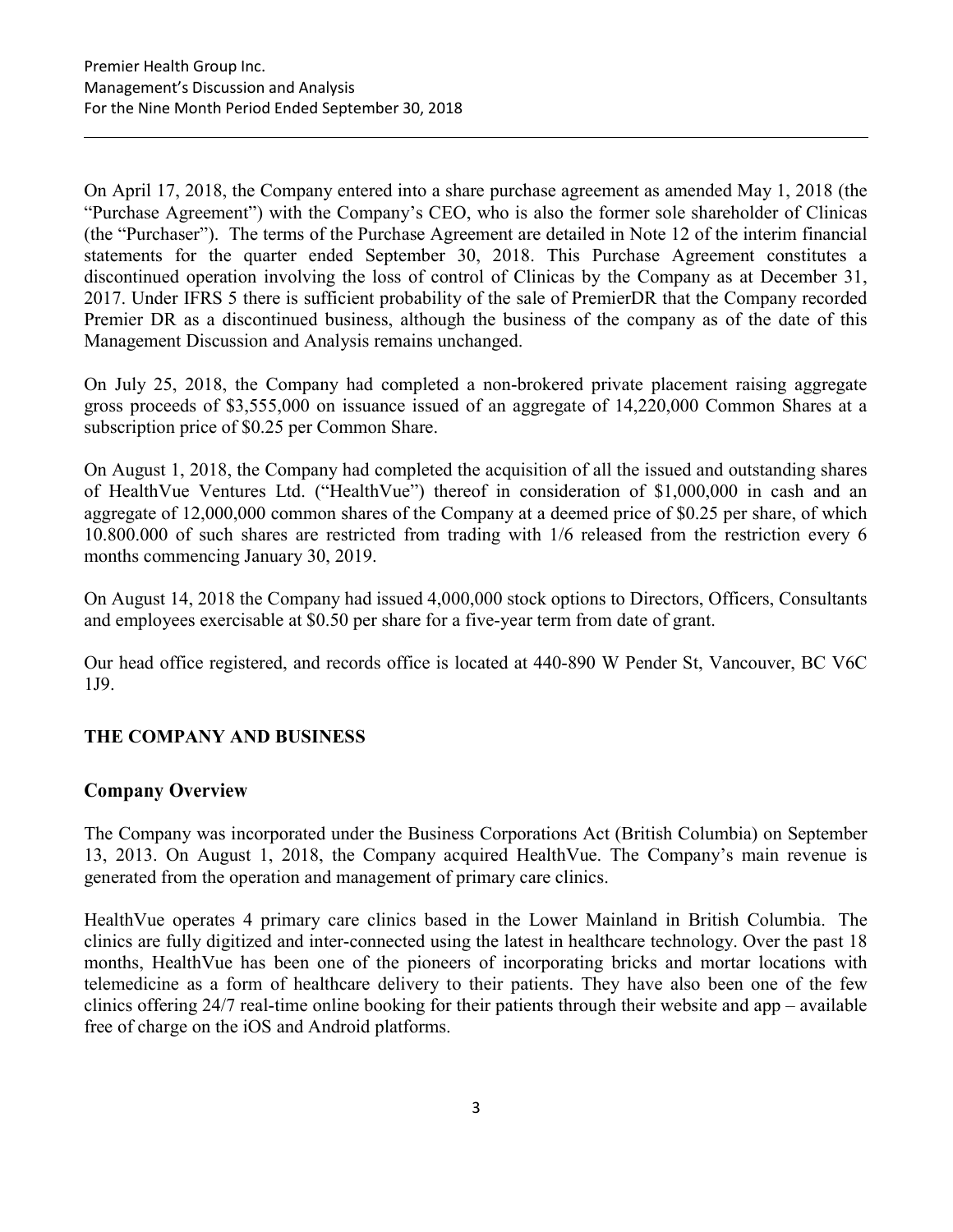On April 17, 2018, the Company entered into a share purchase agreement as amended May 1, 2018 (the "Purchase Agreement") with the Company's CEO, who is also the former sole shareholder of Clinicas (the "Purchaser"). The terms of the Purchase Agreement are detailed in Note 12 of the interim financial statements for the quarter ended September 30, 2018. This Purchase Agreement constitutes a discontinued operation involving the loss of control of Clinicas by the Company as at December 31, 2017. Under IFRS 5 there is sufficient probability of the sale of PremierDR that the Company recorded Premier DR as a discontinued business, although the business of the company as of the date of this Management Discussion and Analysis remains unchanged.

On July 25, 2018, the Company had completed a non-brokered private placement raising aggregate gross proceeds of $3,555,000 on issuance issued of an aggregate of 14,220,000 Common Shares at a subscription price of $0.25 per Common Share.

On August 1, 2018, the Company had completed the acquisition of all the issued and outstanding shares of HealthVue Ventures Ltd. ("HealthVue") thereof in consideration of $1,000,000 in cash and an aggregate of 12,000,000 common shares of the Company at a deemed price of $0.25 per share, of which 10.800.000 of such shares are restricted from trading with 1/6 released from the restriction every 6 months commencing January 30, 2019.

On August 14, 2018 the Company had issued 4,000,000 stock options to Directors, Officers, Consultants and employees exercisable at $0.50 per share for a five-year term from date of grant.

Our head office registered, and records office is located at 440-890 W Pender St, Vancouver, BC V6C 1J9.

## THE COMPANY AND BUSINESS

### Company Overview

The Company was incorporated under the Business Corporations Act (British Columbia) on September 13, 2013. On August 1, 2018, the Company acquired HealthVue. The Company's main revenue is generated from the operation and management of primary care clinics.

HealthVue operates 4 primary care clinics based in the Lower Mainland in British Columbia. The clinics are fully digitized and inter-connected using the latest in healthcare technology. Over the past 18 months, HealthVue has been one of the pioneers of incorporating bricks and mortar locations with telemedicine as a form of healthcare delivery to their patients. They have also been one of the few clinics offering 24/7 real-time online booking for their patients through their website and app – available free of charge on the iOS and Android platforms.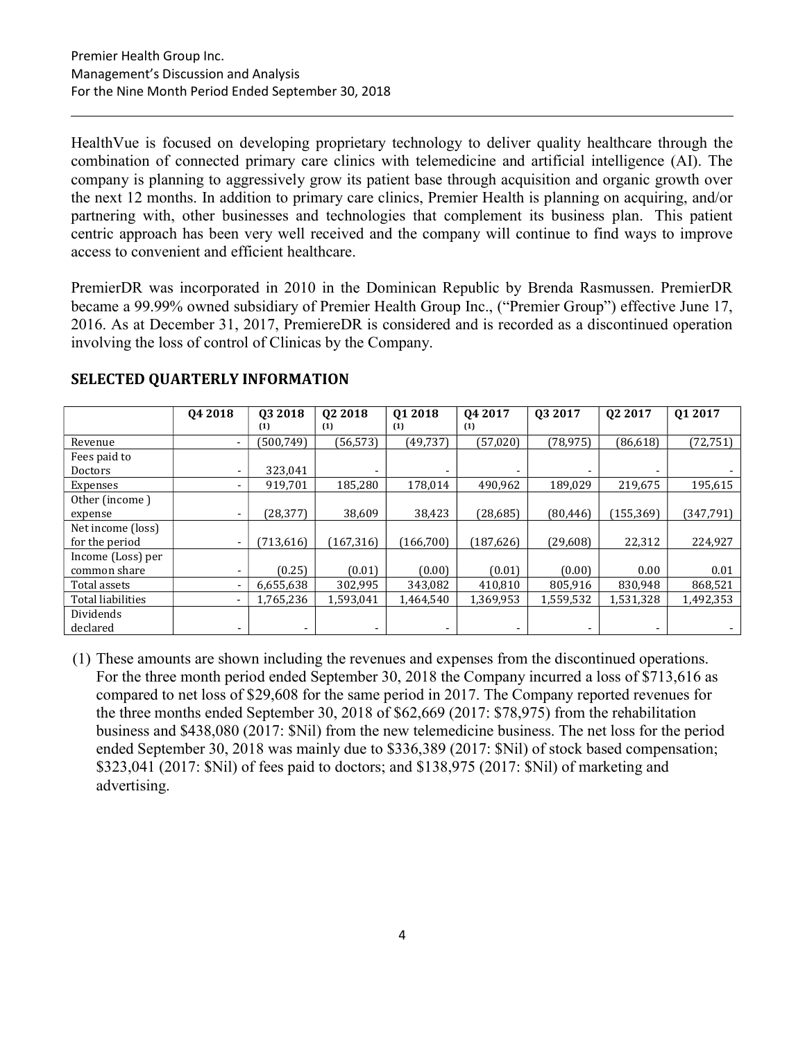HealthVue is focused on developing proprietary technology to deliver quality healthcare through the combination of connected primary care clinics with telemedicine and artificial intelligence (AI). The company is planning to aggressively grow its patient base through acquisition and organic growth over the next 12 months. In addition to primary care clinics, Premier Health is planning on acquiring, and/or partnering with, other businesses and technologies that complement its business plan. This patient centric approach has been very well received and the company will continue to find ways to improve access to convenient and efficient healthcare.

PremierDR was incorporated in 2010 in the Dominican Republic by Brenda Rasmussen. PremierDR became a 99.99% owned subsidiary of Premier Health Group Inc., ("Premier Group") effective June 17, 2016. As at December 31, 2017, PremiereDR is considered and is recorded as a discontinued operation involving the loss of control of Clinicas by the Company.

## SELECTED QUARTERLY INFORMATION

| | Q4 2018 | Q3 2018 (1) | Q2 2018 (1) | Q1 2018 (1) | Q4 2017 (1) | Q3 2017 | Q2 2017 | Q1 2017 |
|---|---|---|---|---|---|---|---|---|
| Revenue | - | (500,749) | (56,573) | (49,737) | (57,020) | (78,975) | (86,618) | (72,751) |
| Fees paid to Doctors | - | 323,041 | - | - | - | - | - | - |
| Expenses | - | 919,701 | 185,280 | 178,014 | 490,962 | 189,029 | 219,675 | 195,615 |
| Other (income ) expense | - | (28,377) | 38,609 | 38,423 | (28,685) | (80,446) | (155,369) | (347,791) |
| Net income (loss) for the period | - | (713,616) | (167,316) | (166,700) | (187,626) | (29,608) | 22,312 | 224,927 |
| Income (Loss) per common share | - | (0.25) | (0.01) | (0.00) | (0.01) | (0.00) | 0.00 | 0.01 |
| Total assets | - | 6,655,638 | 302,995 | 343,082 | 410,810 | 805,916 | 830,948 | 868,521 |
| Total liabilities | - | 1,765,236 | 1,593,041 | 1,464,540 | 1,369,953 | 1,559,532 | 1,531,328 | 1,492,353 |
| Dividends declared | - | - | - | - | - | - | - | - |

(1) These amounts are shown including the revenues and expenses from the discontinued operations. For the three month period ended September 30, 2018 the Company incurred a loss of $713,616 as compared to net loss of $29,608 for the same period in 2017. The Company reported revenues for the three months ended September 30, 2018 of $62,669 (2017: $78,975) from the rehabilitation business and $438,080 (2017: $Nil) from the new telemedicine business. The net loss for the period ended September 30, 2018 was mainly due to $336,389 (2017: $Nil) of stock based compensation; $323,041 (2017: $Nil) of fees paid to doctors; and $138,975 (2017: $Nil) of marketing and advertising.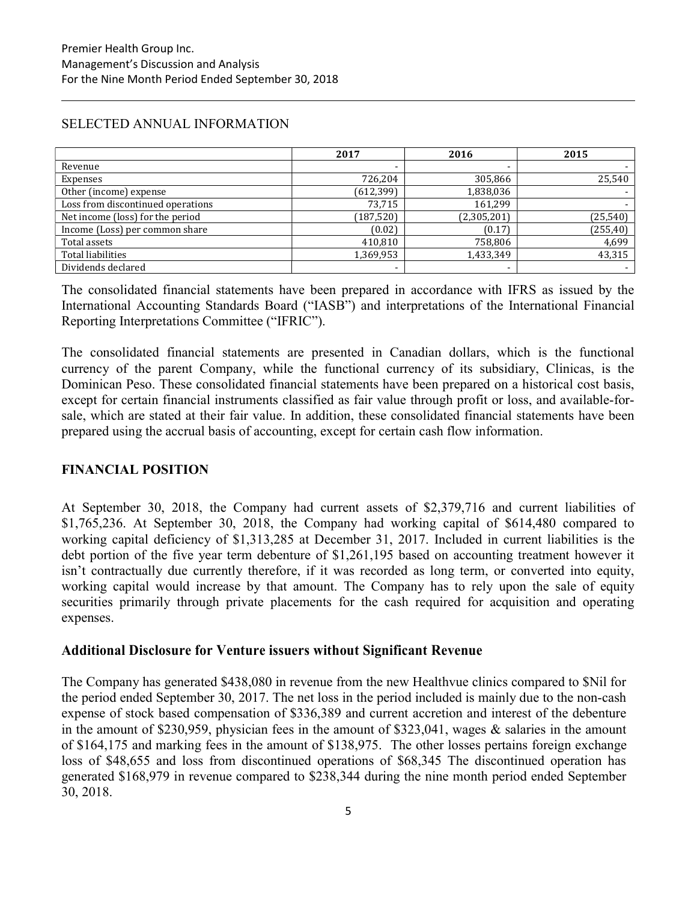## SELECTED ANNUAL INFORMATION

| | 2017 | 2016 | 2015 |
|---|---|---|---|
| Revenue | - | - | - |
| Expenses | 726,204 | 305,866 | 25,540 |
| Other (income) expense | (612,399) | 1,838,036 | - |
| Loss from discontinued operations | 73,715 | 161,299 | - |
| Net income (loss) for the period | (187,520) | (2,305,201) | (25,540) |
| Income (Loss) per common share | (0.02) | (0.17) | (255,40) |
| Total assets | 410,810 | 758,806 | 4,699 |
| Total liabilities | 1,369,953 | 1,433,349 | 43,315 |
| Dividends declared | - | - | - |

The consolidated financial statements have been prepared in accordance with IFRS as issued by the International Accounting Standards Board ("IASB") and interpretations of the International Financial Reporting Interpretations Committee ("IFRIC").

The consolidated financial statements are presented in Canadian dollars, which is the functional currency of the parent Company, while the functional currency of its subsidiary, Clinicas, is the Dominican Peso. These consolidated financial statements have been prepared on a historical cost basis, except for certain financial instruments classified as fair value through profit or loss, and available-for-sale, which are stated at their fair value. In addition, these consolidated financial statements have been prepared using the accrual basis of accounting, except for certain cash flow information.

## FINANCIAL POSITION

At September 30, 2018, the Company had current assets of $2,379,716 and current liabilities of $1,765,236. At September 30, 2018, the Company had working capital of $614,480 compared to working capital deficiency of $1,313,285 at December 31, 2017. Included in current liabilities is the debt portion of the five year term debenture of $1,261,195 based on accounting treatment however it isn't contractually due currently therefore, if it was recorded as long term, or converted into equity, working capital would increase by that amount. The Company has to rely upon the sale of equity securities primarily through private placements for the cash required for acquisition and operating expenses.

### Additional Disclosure for Venture issuers without Significant Revenue

The Company has generated $438,080 in revenue from the new Healthvue clinics compared to $Nil for the period ended September 30, 2017. The net loss in the period included is mainly due to the non-cash expense of stock based compensation of $336,389 and current accretion and interest of the debenture in the amount of $230,959, physician fees in the amount of $323,041, wages & salaries in the amount of $164,175 and marking fees in the amount of $138,975. The other losses pertains foreign exchange loss of $48,655 and loss from discontinued operations of $68,345 The discontinued operation has generated $168,979 in revenue compared to $238,344 during the nine month period ended September 30, 2018.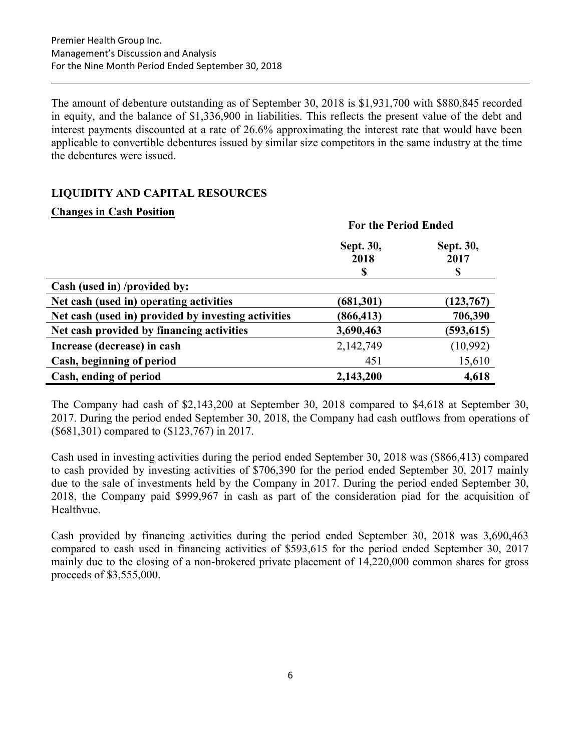The amount of debenture outstanding as of September 30, 2018 is $1,931,700 with $880,845 recorded in equity, and the balance of $1,336,900 in liabilities. This reflects the present value of the debt and interest payments discounted at a rate of 26.6% approximating the interest rate that would have been applicable to convertible debentures issued by similar size competitors in the same industry at the time the debentures were issued.

## LIQUIDITY AND CAPITAL RESOURCES

### Changes in Cash Position

| | For the Period Ended | |
|---|---|---|
| | **Sept. 30, 2018 $** | **Sept. 30, 2017 $** |
| **Cash (used in) /provided by:** | | |
| **Net cash (used in) operating activities** | **(681,301)** | **(123,767)** |
| **Net cash (used in) provided by investing activities** | **(866,413)** | **706,390** |
| **Net cash provided by financing activities** | **3,690,463** | **(593,615)** |
| **Increase (decrease) in cash** | 2,142,749 | (10,992) |
| **Cash, beginning of period** | 451 | 15,610 |
| **Cash, ending of period** | **2,143,200** | **4,618** |

The Company had cash of $2,143,200 at September 30, 2018 compared to $4,618 at September 30, 2017. During the period ended September 30, 2018, the Company had cash outflows from operations of ($681,301) compared to ($123,767) in 2017.

Cash used in investing activities during the period ended September 30, 2018 was ($866,413) compared to cash provided by investing activities of $706,390 for the period ended September 30, 2017 mainly due to the sale of investments held by the Company in 2017. During the period ended September 30, 2018, the Company paid $999,967 in cash as part of the consideration piad for the acquisition of Healthvue.

Cash provided by financing activities during the period ended September 30, 2018 was 3,690,463 compared to cash used in financing activities of $593,615 for the period ended September 30, 2017 mainly due to the closing of a non-brokered private placement of 14,220,000 common shares for gross proceeds of $3,555,000.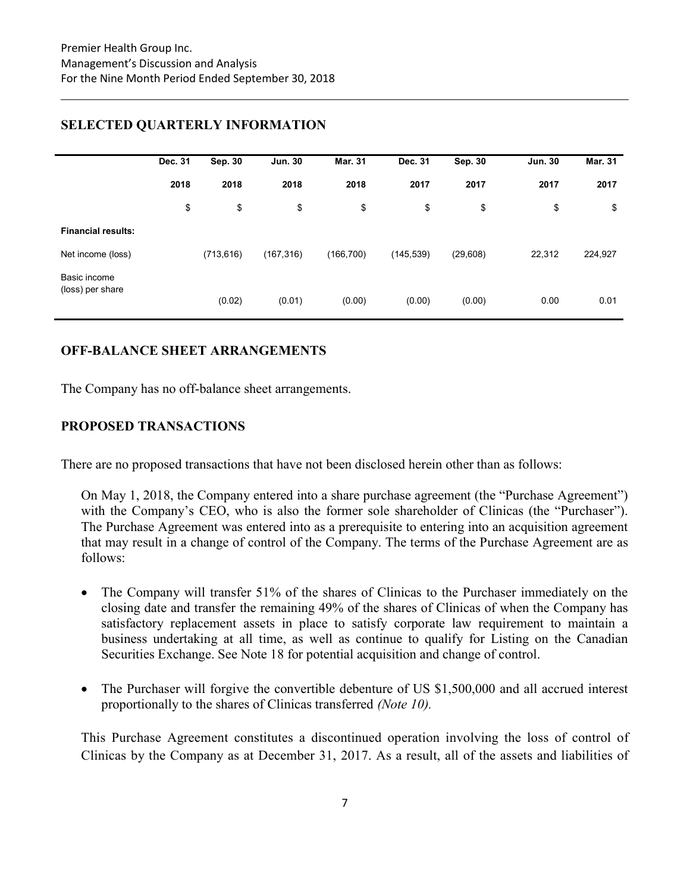## SELECTED QUARTERLY INFORMATION

| | Dec. 31 2018 | Sep. 30 2018 | Jun. 30 2018 | Mar. 31 2018 | Dec. 31 2017 | Sep. 30 2017 | Jun. 30 2017 | Mar. 31 2017 |
|---|---|---|---|---|---|---|---|---|
| | $ | $ | $ | $ | $ | $ | $ | $ |
| **Financial results:** | | | | | | | | |
| Net income (loss) | | (713,616) | (167,316) | (166,700) | (145,539) | (29,608) | 22,312 | 224,927 |
| Basic income (loss) per share | | (0.02) | (0.01) | (0.00) | (0.00) | (0.00) | 0.00 | 0.01 |

## OFF-BALANCE SHEET ARRANGEMENTS

The Company has no off-balance sheet arrangements.

## PROPOSED TRANSACTIONS

There are no proposed transactions that have not been disclosed herein other than as follows:

On May 1, 2018, the Company entered into a share purchase agreement (the "Purchase Agreement") with the Company's CEO, who is also the former sole shareholder of Clinicas (the "Purchaser"). The Purchase Agreement was entered into as a prerequisite to entering into an acquisition agreement that may result in a change of control of the Company. The terms of the Purchase Agreement are as follows:

- The Company will transfer 51% of the shares of Clinicas to the Purchaser immediately on the closing date and transfer the remaining 49% of the shares of Clinicas of when the Company has satisfactory replacement assets in place to satisfy corporate law requirement to maintain a business undertaking at all time, as well as continue to qualify for Listing on the Canadian Securities Exchange. See Note 18 for potential acquisition and change of control.
- The Purchaser will forgive the convertible debenture of US $1,500,000 and all accrued interest proportionally to the shares of Clinicas transferred *(Note 10).*

This Purchase Agreement constitutes a discontinued operation involving the loss of control of Clinicas by the Company as at December 31, 2017. As a result, all of the assets and liabilities of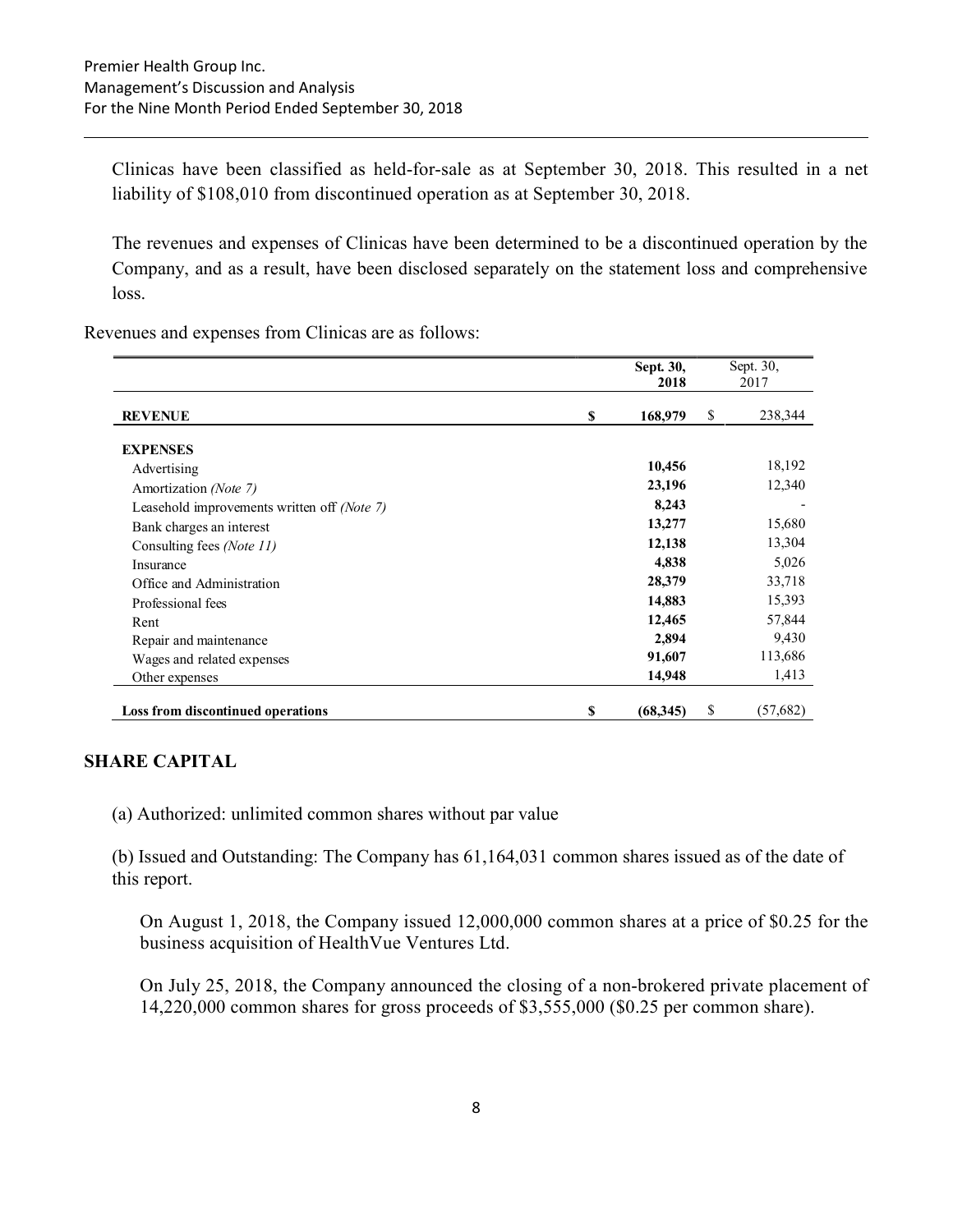Clinicas have been classified as held-for-sale as at September 30, 2018. This resulted in a net liability of $108,010 from discontinued operation as at September 30, 2018.

The revenues and expenses of Clinicas have been determined to be a discontinued operation by the Company, and as a result, have been disclosed separately on the statement loss and comprehensive loss.

Revenues and expenses from Clinicas are as follows:

| | | Sept. 30, 2018 | | Sept. 30, 2017 |
|---|---|---|---|---|
| **REVENUE** | **$** | **168,979** | $ | 238,344 |
| **EXPENSES** | | | | |
| Advertising | | **10,456** | | 18,192 |
| Amortization *(Note 7)* | | **23,196** | | 12,340 |
| Leasehold improvements written off *(Note 7)* | | **8,243** | | - |
| Bank charges an interest | | **13,277** | | 15,680 |
| Consulting fees *(Note 11)* | | **12,138** | | 13,304 |
| Insurance | | **4,838** | | 5,026 |
| Office and Administration | | **28,379** | | 33,718 |
| Professional fees | | **14,883** | | 15,393 |
| Rent | | **12,465** | | 57,844 |
| Repair and maintenance | | **2,894** | | 9,430 |
| Wages and related expenses | | **91,607** | | 113,686 |
| Other expenses | | **14,948** | | 1,413 |
| **Loss from discontinued operations** | **$** | **(68,345)** | $ | (57,682) |

## SHARE CAPITAL

(a) Authorized: unlimited common shares without par value

(b) Issued and Outstanding: The Company has 61,164,031 common shares issued as of the date of this report.

On August 1, 2018, the Company issued 12,000,000 common shares at a price of $0.25 for the business acquisition of HealthVue Ventures Ltd.

On July 25, 2018, the Company announced the closing of a non-brokered private placement of 14,220,000 common shares for gross proceeds of $3,555,000 ($0.25 per common share).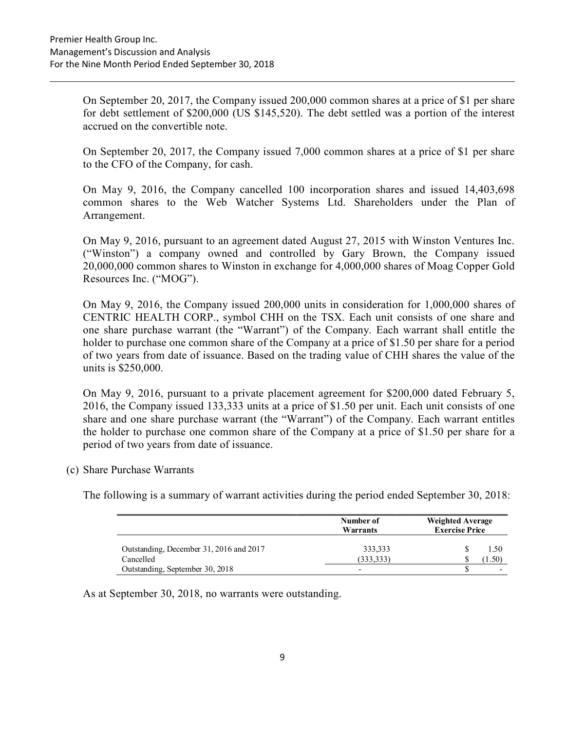On September 20, 2017, the Company issued 200,000 common shares at a price of $1 per share for debt settlement of $200,000 (US $145,520). The debt settled was a portion of the interest accrued on the convertible note.

On September 20, 2017, the Company issued 7,000 common shares at a price of $1 per share to the CFO of the Company, for cash.

On May 9, 2016, the Company cancelled 100 incorporation shares and issued 14,403,698 common shares to the Web Watcher Systems Ltd. Shareholders under the Plan of Arrangement.

On May 9, 2016, pursuant to an agreement dated August 27, 2015 with Winston Ventures Inc. ("Winston") a company owned and controlled by Gary Brown, the Company issued 20,000,000 common shares to Winston in exchange for 4,000,000 shares of Moag Copper Gold Resources Inc. ("MOG").

On May 9, 2016, the Company issued 200,000 units in consideration for 1,000,000 shares of CENTRIC HEALTH CORP., symbol CHH on the TSX. Each unit consists of one share and one share purchase warrant (the "Warrant") of the Company. Each warrant shall entitle the holder to purchase one common share of the Company at a price of $1.50 per share for a period of two years from date of issuance. Based on the trading value of CHH shares the value of the units is $250,000.

On May 9, 2016, pursuant to a private placement agreement for $200,000 dated February 5, 2016, the Company issued 133,333 units at a price of $1.50 per unit. Each unit consists of one share and one share purchase warrant (the "Warrant") of the Company. Each warrant entitles the holder to purchase one common share of the Company at a price of $1.50 per share for a period of two years from date of issuance.

(c) Share Purchase Warrants

The following is a summary of warrant activities during the period ended September 30, 2018:

| | Number of Warrants | Weighted Average Exercise Price |
|---|---|---|
| Outstanding, December 31, 2016 and 2017 | 333,333 | $ 1.50 |
| Cancelled | (333,333) | $ (1.50) |
| Outstanding, September 30, 2018 | - | $ - |

As at September 30, 2018, no warrants were outstanding.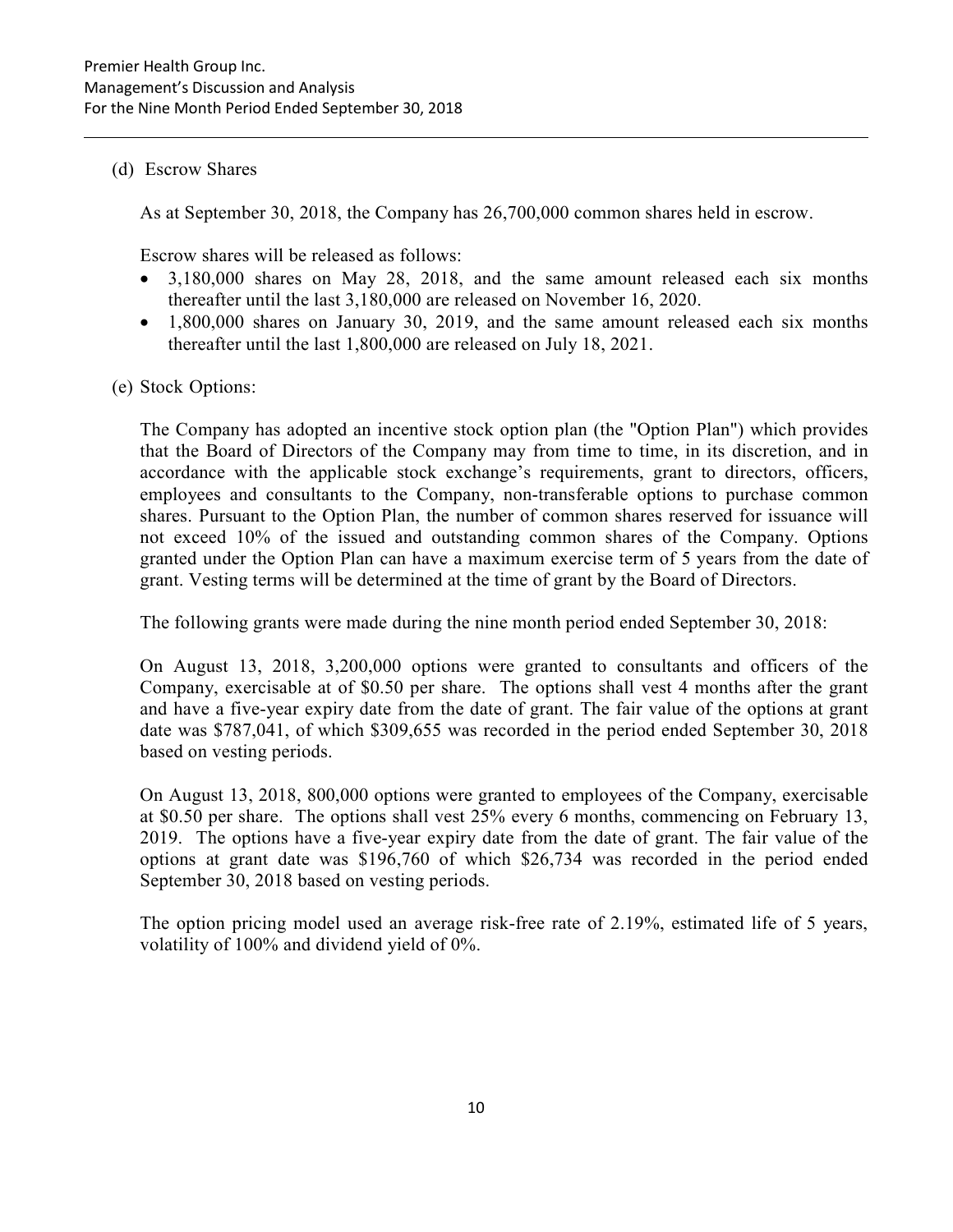(d) Escrow Shares

As at September 30, 2018, the Company has 26,700,000 common shares held in escrow.

Escrow shares will be released as follows:

- 3,180,000 shares on May 28, 2018, and the same amount released each six months thereafter until the last 3,180,000 are released on November 16, 2020.
- 1,800,000 shares on January 30, 2019, and the same amount released each six months thereafter until the last 1,800,000 are released on July 18, 2021.

(e) Stock Options:

The Company has adopted an incentive stock option plan (the "Option Plan") which provides that the Board of Directors of the Company may from time to time, in its discretion, and in accordance with the applicable stock exchange's requirements, grant to directors, officers, employees and consultants to the Company, non-transferable options to purchase common shares. Pursuant to the Option Plan, the number of common shares reserved for issuance will not exceed 10% of the issued and outstanding common shares of the Company. Options granted under the Option Plan can have a maximum exercise term of 5 years from the date of grant. Vesting terms will be determined at the time of grant by the Board of Directors.

The following grants were made during the nine month period ended September 30, 2018:

On August 13, 2018, 3,200,000 options were granted to consultants and officers of the Company, exercisable at of $0.50 per share. The options shall vest 4 months after the grant and have a five-year expiry date from the date of grant. The fair value of the options at grant date was $787,041, of which $309,655 was recorded in the period ended September 30, 2018 based on vesting periods.

On August 13, 2018, 800,000 options were granted to employees of the Company, exercisable at $0.50 per share. The options shall vest 25% every 6 months, commencing on February 13, 2019. The options have a five-year expiry date from the date of grant. The fair value of the options at grant date was $196,760 of which $26,734 was recorded in the period ended September 30, 2018 based on vesting periods.

The option pricing model used an average risk-free rate of 2.19%, estimated life of 5 years, volatility of 100% and dividend yield of 0%.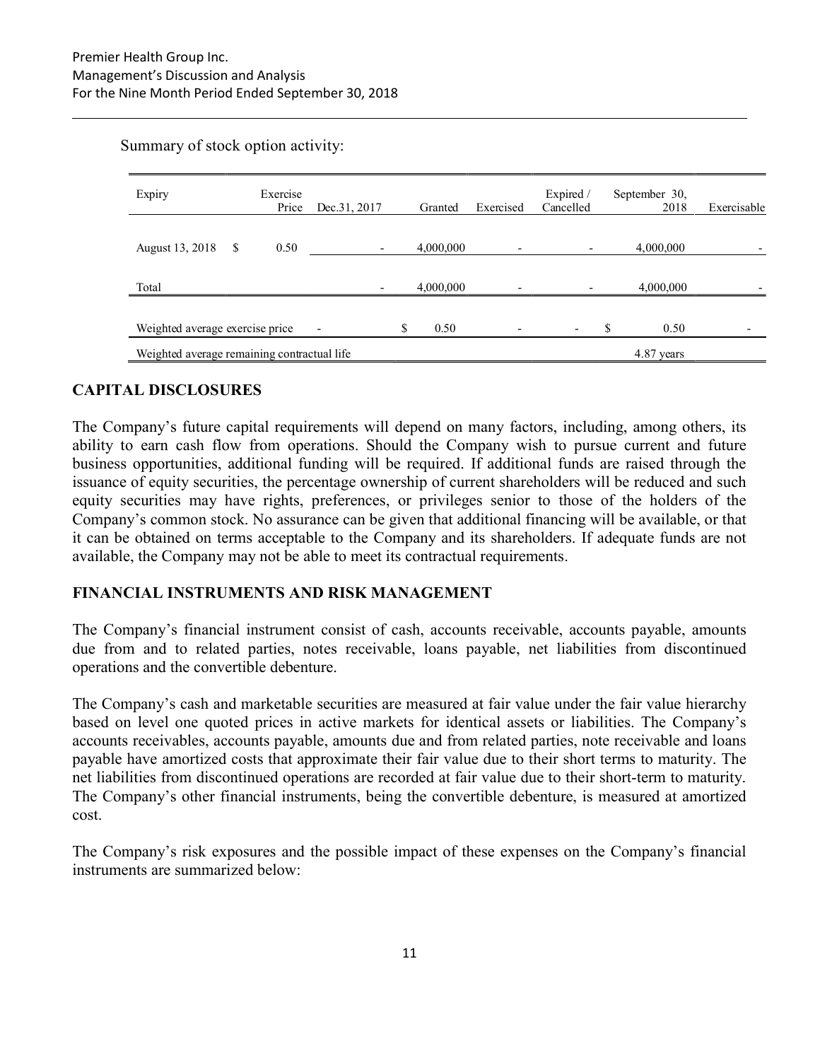Summary of stock option activity:

| Expiry | Exercise Price | Dec.31, 2017 | Granted | Exercised | Expired / Cancelled | September 30, 2018 | Exercisable |
|---|---|---|---|---|---|---|---|
| August 13, 2018 | $ 0.50 | - | 4,000,000 | - | - | 4,000,000 | - |
| Total | | - | 4,000,000 | - | - | 4,000,000 | - |
| Weighted average exercise price | | - | $ 0.50 | - | - | $ 0.50 | - |
| Weighted average remaining contractual life | | | | | | 4.87 years | |

## CAPITAL DISCLOSURES

The Company's future capital requirements will depend on many factors, including, among others, its ability to earn cash flow from operations. Should the Company wish to pursue current and future business opportunities, additional funding will be required. If additional funds are raised through the issuance of equity securities, the percentage ownership of current shareholders will be reduced and such equity securities may have rights, preferences, or privileges senior to those of the holders of the Company's common stock. No assurance can be given that additional financing will be available, or that it can be obtained on terms acceptable to the Company and its shareholders. If adequate funds are not available, the Company may not be able to meet its contractual requirements.

## FINANCIAL INSTRUMENTS AND RISK MANAGEMENT

The Company's financial instrument consist of cash, accounts receivable, accounts payable, amounts due from and to related parties, notes receivable, loans payable, net liabilities from discontinued operations and the convertible debenture.

The Company's cash and marketable securities are measured at fair value under the fair value hierarchy based on level one quoted prices in active markets for identical assets or liabilities. The Company's accounts receivables, accounts payable, amounts due and from related parties, note receivable and loans payable have amortized costs that approximate their fair value due to their short terms to maturity. The net liabilities from discontinued operations are recorded at fair value due to their short-term to maturity. The Company's other financial instruments, being the convertible debenture, is measured at amortized cost.

The Company's risk exposures and the possible impact of these expenses on the Company's financial instruments are summarized below: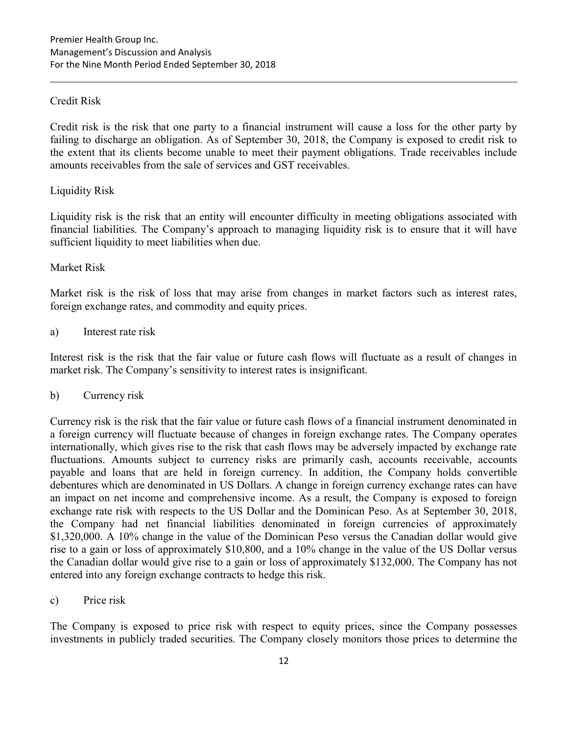## Credit Risk

Credit risk is the risk that one party to a financial instrument will cause a loss for the other party by failing to discharge an obligation. As of September 30, 2018, the Company is exposed to credit risk to the extent that its clients become unable to meet their payment obligations. Trade receivables include amounts receivables from the sale of services and GST receivables.

## Liquidity Risk

Liquidity risk is the risk that an entity will encounter difficulty in meeting obligations associated with financial liabilities. The Company's approach to managing liquidity risk is to ensure that it will have sufficient liquidity to meet liabilities when due.

## Market Risk

Market risk is the risk of loss that may arise from changes in market factors such as interest rates, foreign exchange rates, and commodity and equity prices.

a) Interest rate risk

Interest risk is the risk that the fair value or future cash flows will fluctuate as a result of changes in market risk. The Company's sensitivity to interest rates is insignificant.

b) Currency risk

Currency risk is the risk that the fair value or future cash flows of a financial instrument denominated in a foreign currency will fluctuate because of changes in foreign exchange rates. The Company operates internationally, which gives rise to the risk that cash flows may be adversely impacted by exchange rate fluctuations. Amounts subject to currency risks are primarily cash, accounts receivable, accounts payable and loans that are held in foreign currency. In addition, the Company holds convertible debentures which are denominated in US Dollars. A change in foreign currency exchange rates can have an impact on net income and comprehensive income. As a result, the Company is exposed to foreign exchange rate risk with respects to the US Dollar and the Dominican Peso. As at September 30, 2018, the Company had net financial liabilities denominated in foreign currencies of approximately $1,320,000. A 10% change in the value of the Dominican Peso versus the Canadian dollar would give rise to a gain or loss of approximately $10,800, and a 10% change in the value of the US Dollar versus the Canadian dollar would give rise to a gain or loss of approximately $132,000. The Company has not entered into any foreign exchange contracts to hedge this risk.

c) Price risk

The Company is exposed to price risk with respect to equity prices, since the Company possesses investments in publicly traded securities. The Company closely monitors those prices to determine the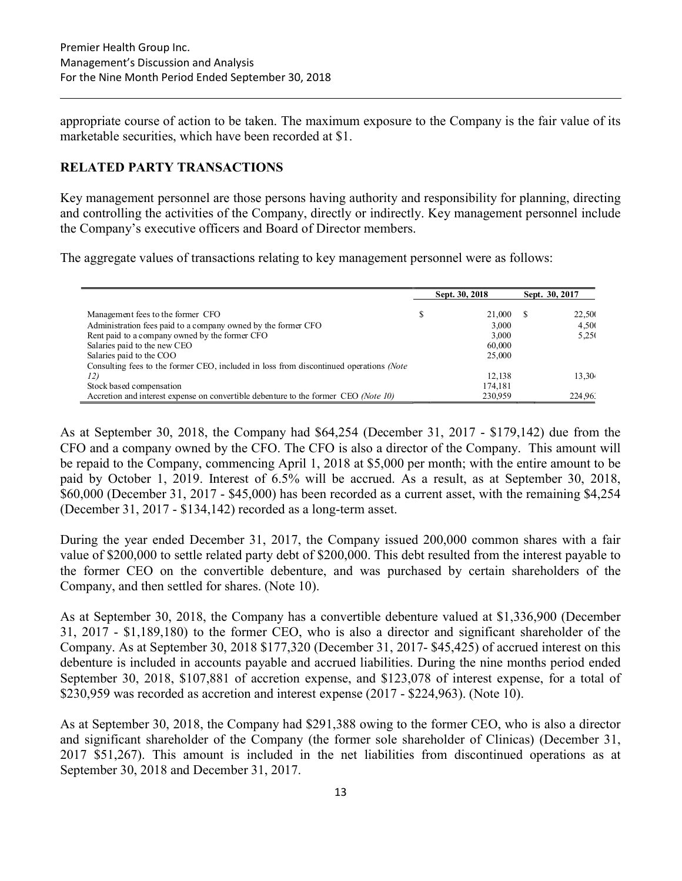appropriate course of action to be taken. The maximum exposure to the Company is the fair value of its marketable securities, which have been recorded at $1.

## RELATED PARTY TRANSACTIONS

Key management personnel are those persons having authority and responsibility for planning, directing and controlling the activities of the Company, directly or indirectly. Key management personnel include the Company's executive officers and Board of Director members.

The aggregate values of transactions relating to key management personnel were as follows:

| | Sept. 30, 2018 | Sept. 30, 2017 |
|---|---|---|
| Management fees to the former CFO | $ 21,000 | $ 22,500 |
| Administration fees paid to a company owned by the former CFO | 3,000 | 4,500 |
| Rent paid to a company owned by the former CFO | 3,000 | 5,250 |
| Salaries paid to the new CEO | 60,000 | |
| Salaries paid to the COO | 25,000 | |
| Consulting fees to the former CEO, included in loss from discontinued operations *(Note 12)* | 12,138 | 13,304 |
| Stock based compensation | 174,181 | |
| Accretion and interest expense on convertible debenture to the former CEO *(Note 10)* | 230,959 | 224,963 |

As at September 30, 2018, the Company had $64,254 (December 31, 2017 - $179,142) due from the CFO and a company owned by the CFO. The CFO is also a director of the Company. This amount will be repaid to the Company, commencing April 1, 2018 at $5,000 per month; with the entire amount to be paid by October 1, 2019. Interest of 6.5% will be accrued. As a result, as at September 30, 2018, $60,000 (December 31, 2017 - $45,000) has been recorded as a current asset, with the remaining $4,254 (December 31, 2017 - $134,142) recorded as a long-term asset.

During the year ended December 31, 2017, the Company issued 200,000 common shares with a fair value of $200,000 to settle related party debt of $200,000. This debt resulted from the interest payable to the former CEO on the convertible debenture, and was purchased by certain shareholders of the Company, and then settled for shares. (Note 10).

As at September 30, 2018, the Company has a convertible debenture valued at $1,336,900 (December 31, 2017 - $1,189,180) to the former CEO, who is also a director and significant shareholder of the Company. As at September 30, 2018 $177,320 (December 31, 2017- $45,425) of accrued interest on this debenture is included in accounts payable and accrued liabilities. During the nine months period ended September 30, 2018, $107,881 of accretion expense, and $123,078 of interest expense, for a total of $230,959 was recorded as accretion and interest expense (2017 - $224,963). (Note 10).

As at September 30, 2018, the Company had $291,388 owing to the former CEO, who is also a director and significant shareholder of the Company (the former sole shareholder of Clinicas) (December 31, 2017 $51,267). This amount is included in the net liabilities from discontinued operations as at September 30, 2018 and December 31, 2017.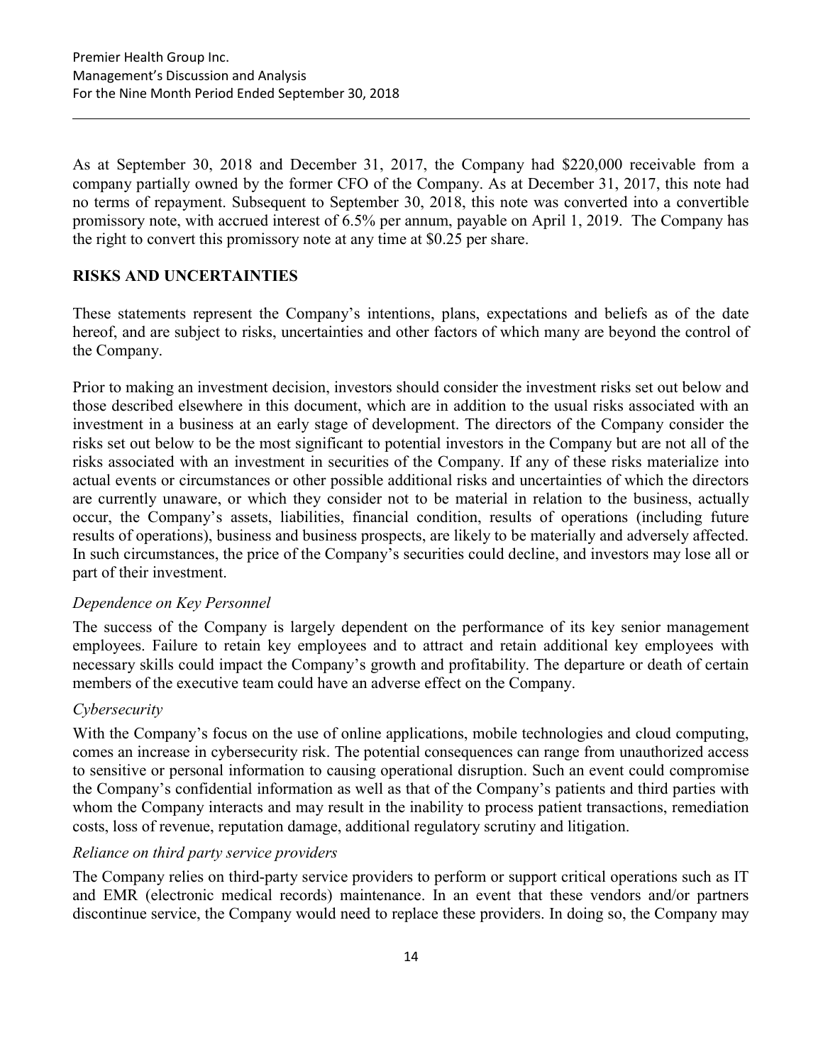As at September 30, 2018 and December 31, 2017, the Company had $220,000 receivable from a company partially owned by the former CFO of the Company. As at December 31, 2017, this note had no terms of repayment. Subsequent to September 30, 2018, this note was converted into a convertible promissory note, with accrued interest of 6.5% per annum, payable on April 1, 2019. The Company has the right to convert this promissory note at any time at $0.25 per share.

## RISKS AND UNCERTAINTIES

These statements represent the Company's intentions, plans, expectations and beliefs as of the date hereof, and are subject to risks, uncertainties and other factors of which many are beyond the control of the Company.

Prior to making an investment decision, investors should consider the investment risks set out below and those described elsewhere in this document, which are in addition to the usual risks associated with an investment in a business at an early stage of development. The directors of the Company consider the risks set out below to be the most significant to potential investors in the Company but are not all of the risks associated with an investment in securities of the Company. If any of these risks materialize into actual events or circumstances or other possible additional risks and uncertainties of which the directors are currently unaware, or which they consider not to be material in relation to the business, actually occur, the Company's assets, liabilities, financial condition, results of operations (including future results of operations), business and business prospects, are likely to be materially and adversely affected. In such circumstances, the price of the Company's securities could decline, and investors may lose all or part of their investment.

### *Dependence on Key Personnel*

The success of the Company is largely dependent on the performance of its key senior management employees. Failure to retain key employees and to attract and retain additional key employees with necessary skills could impact the Company's growth and profitability. The departure or death of certain members of the executive team could have an adverse effect on the Company.

### *Cybersecurity*

With the Company's focus on the use of online applications, mobile technologies and cloud computing, comes an increase in cybersecurity risk. The potential consequences can range from unauthorized access to sensitive or personal information to causing operational disruption. Such an event could compromise the Company's confidential information as well as that of the Company's patients and third parties with whom the Company interacts and may result in the inability to process patient transactions, remediation costs, loss of revenue, reputation damage, additional regulatory scrutiny and litigation.

### *Reliance on third party service providers*

The Company relies on third-party service providers to perform or support critical operations such as IT and EMR (electronic medical records) maintenance. In an event that these vendors and/or partners discontinue service, the Company would need to replace these providers. In doing so, the Company may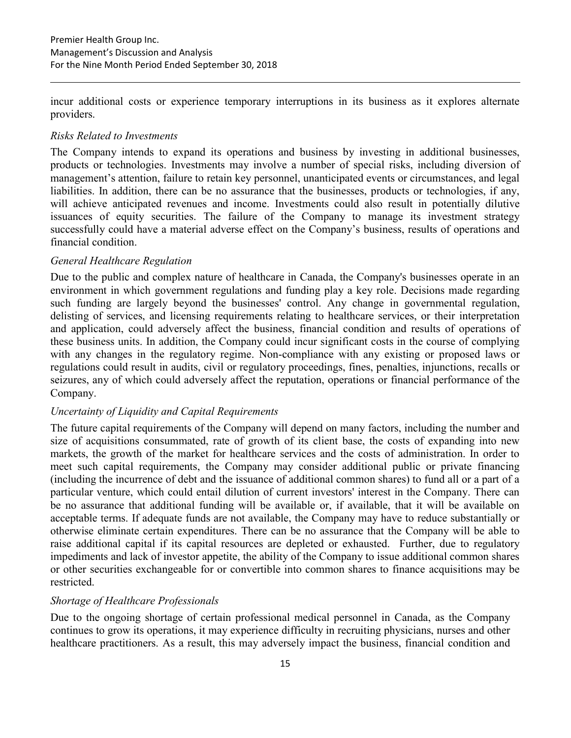incur additional costs or experience temporary interruptions in its business as it explores alternate providers.

*Risks Related to Investments*

The Company intends to expand its operations and business by investing in additional businesses, products or technologies. Investments may involve a number of special risks, including diversion of management's attention, failure to retain key personnel, unanticipated events or circumstances, and legal liabilities. In addition, there can be no assurance that the businesses, products or technologies, if any, will achieve anticipated revenues and income. Investments could also result in potentially dilutive issuances of equity securities. The failure of the Company to manage its investment strategy successfully could have a material adverse effect on the Company's business, results of operations and financial condition.

*General Healthcare Regulation*

Due to the public and complex nature of healthcare in Canada, the Company's businesses operate in an environment in which government regulations and funding play a key role. Decisions made regarding such funding are largely beyond the businesses' control. Any change in governmental regulation, delisting of services, and licensing requirements relating to healthcare services, or their interpretation and application, could adversely affect the business, financial condition and results of operations of these business units. In addition, the Company could incur significant costs in the course of complying with any changes in the regulatory regime. Non-compliance with any existing or proposed laws or regulations could result in audits, civil or regulatory proceedings, fines, penalties, injunctions, recalls or seizures, any of which could adversely affect the reputation, operations or financial performance of the Company.

*Uncertainty of Liquidity and Capital Requirements*

The future capital requirements of the Company will depend on many factors, including the number and size of acquisitions consummated, rate of growth of its client base, the costs of expanding into new markets, the growth of the market for healthcare services and the costs of administration. In order to meet such capital requirements, the Company may consider additional public or private financing (including the incurrence of debt and the issuance of additional common shares) to fund all or a part of a particular venture, which could entail dilution of current investors' interest in the Company. There can be no assurance that additional funding will be available or, if available, that it will be available on acceptable terms. If adequate funds are not available, the Company may have to reduce substantially or otherwise eliminate certain expenditures. There can be no assurance that the Company will be able to raise additional capital if its capital resources are depleted or exhausted. Further, due to regulatory impediments and lack of investor appetite, the ability of the Company to issue additional common shares or other securities exchangeable for or convertible into common shares to finance acquisitions may be restricted.

*Shortage of Healthcare Professionals*

Due to the ongoing shortage of certain professional medical personnel in Canada, as the Company continues to grow its operations, it may experience difficulty in recruiting physicians, nurses and other healthcare practitioners. As a result, this may adversely impact the business, financial condition and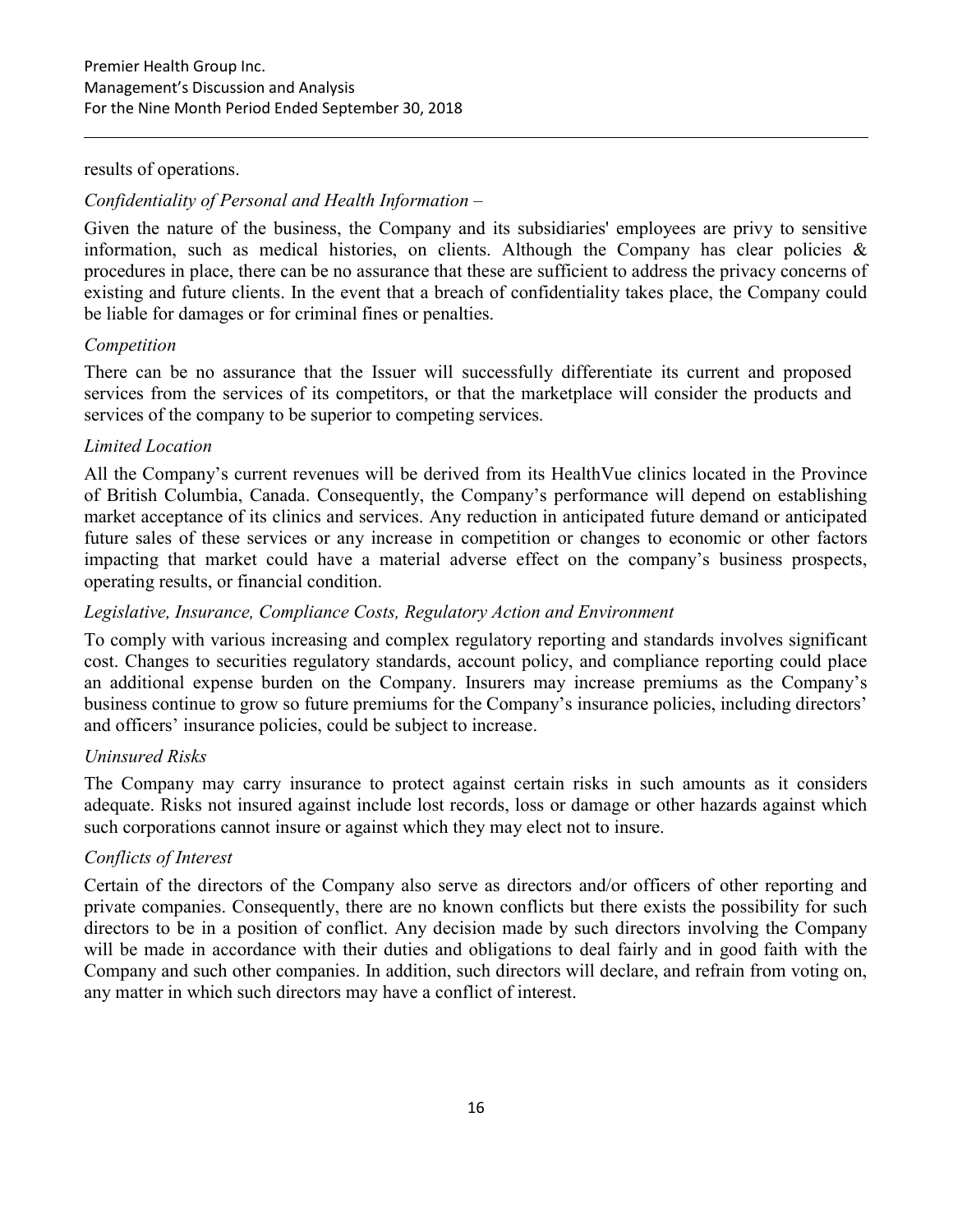results of operations.

*Confidentiality of Personal and Health Information –*

Given the nature of the business, the Company and its subsidiaries' employees are privy to sensitive information, such as medical histories, on clients. Although the Company has clear policies & procedures in place, there can be no assurance that these are sufficient to address the privacy concerns of existing and future clients. In the event that a breach of confidentiality takes place, the Company could be liable for damages or for criminal fines or penalties.

*Competition*

There can be no assurance that the Issuer will successfully differentiate its current and proposed services from the services of its competitors, or that the marketplace will consider the products and services of the company to be superior to competing services.

*Limited Location*

All the Company's current revenues will be derived from its HealthVue clinics located in the Province of British Columbia, Canada. Consequently, the Company's performance will depend on establishing market acceptance of its clinics and services. Any reduction in anticipated future demand or anticipated future sales of these services or any increase in competition or changes to economic or other factors impacting that market could have a material adverse effect on the company's business prospects, operating results, or financial condition.

*Legislative, Insurance, Compliance Costs, Regulatory Action and Environment*

To comply with various increasing and complex regulatory reporting and standards involves significant cost. Changes to securities regulatory standards, account policy, and compliance reporting could place an additional expense burden on the Company. Insurers may increase premiums as the Company's business continue to grow so future premiums for the Company's insurance policies, including directors' and officers' insurance policies, could be subject to increase.

*Uninsured Risks*

The Company may carry insurance to protect against certain risks in such amounts as it considers adequate. Risks not insured against include lost records, loss or damage or other hazards against which such corporations cannot insure or against which they may elect not to insure.

*Conflicts of Interest*

Certain of the directors of the Company also serve as directors and/or officers of other reporting and private companies. Consequently, there are no known conflicts but there exists the possibility for such directors to be in a position of conflict. Any decision made by such directors involving the Company will be made in accordance with their duties and obligations to deal fairly and in good faith with the Company and such other companies. In addition, such directors will declare, and refrain from voting on, any matter in which such directors may have a conflict of interest.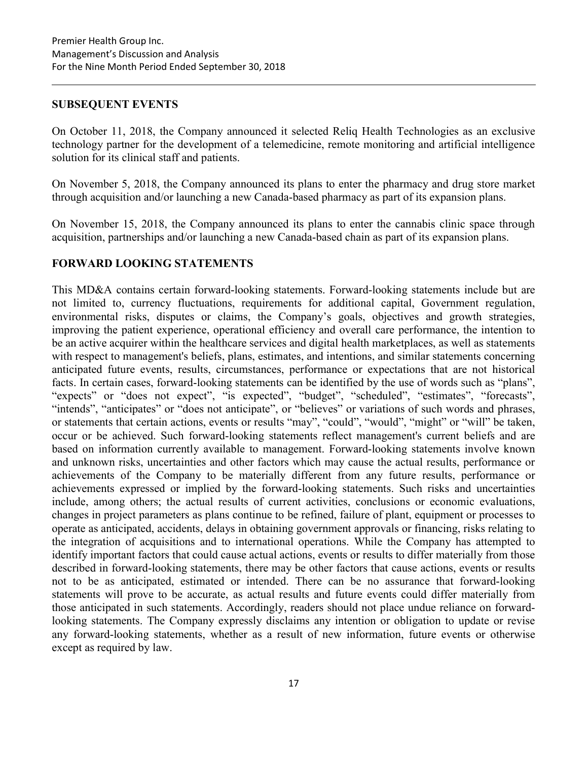## SUBSEQUENT EVENTS

On October 11, 2018, the Company announced it selected Reliq Health Technologies as an exclusive technology partner for the development of a telemedicine, remote monitoring and artificial intelligence solution for its clinical staff and patients.

On November 5, 2018, the Company announced its plans to enter the pharmacy and drug store market through acquisition and/or launching a new Canada-based pharmacy as part of its expansion plans.

On November 15, 2018, the Company announced its plans to enter the cannabis clinic space through acquisition, partnerships and/or launching a new Canada-based chain as part of its expansion plans.

## FORWARD LOOKING STATEMENTS

This MD&A contains certain forward-looking statements. Forward-looking statements include but are not limited to, currency fluctuations, requirements for additional capital, Government regulation, environmental risks, disputes or claims, the Company's goals, objectives and growth strategies, improving the patient experience, operational efficiency and overall care performance, the intention to be an active acquirer within the healthcare services and digital health marketplaces, as well as statements with respect to management's beliefs, plans, estimates, and intentions, and similar statements concerning anticipated future events, results, circumstances, performance or expectations that are not historical facts. In certain cases, forward-looking statements can be identified by the use of words such as "plans", "expects" or "does not expect", "is expected", "budget", "scheduled", "estimates", "forecasts", "intends", "anticipates" or "does not anticipate", or "believes" or variations of such words and phrases, or statements that certain actions, events or results "may", "could", "would", "might" or "will" be taken, occur or be achieved. Such forward-looking statements reflect management's current beliefs and are based on information currently available to management. Forward-looking statements involve known and unknown risks, uncertainties and other factors which may cause the actual results, performance or achievements of the Company to be materially different from any future results, performance or achievements expressed or implied by the forward-looking statements. Such risks and uncertainties include, among others; the actual results of current activities, conclusions or economic evaluations, changes in project parameters as plans continue to be refined, failure of plant, equipment or processes to operate as anticipated, accidents, delays in obtaining government approvals or financing, risks relating to the integration of acquisitions and to international operations. While the Company has attempted to identify important factors that could cause actual actions, events or results to differ materially from those described in forward-looking statements, there may be other factors that cause actions, events or results not to be as anticipated, estimated or intended. There can be no assurance that forward-looking statements will prove to be accurate, as actual results and future events could differ materially from those anticipated in such statements. Accordingly, readers should not place undue reliance on forward-looking statements. The Company expressly disclaims any intention or obligation to update or revise any forward-looking statements, whether as a result of new information, future events or otherwise except as required by law.